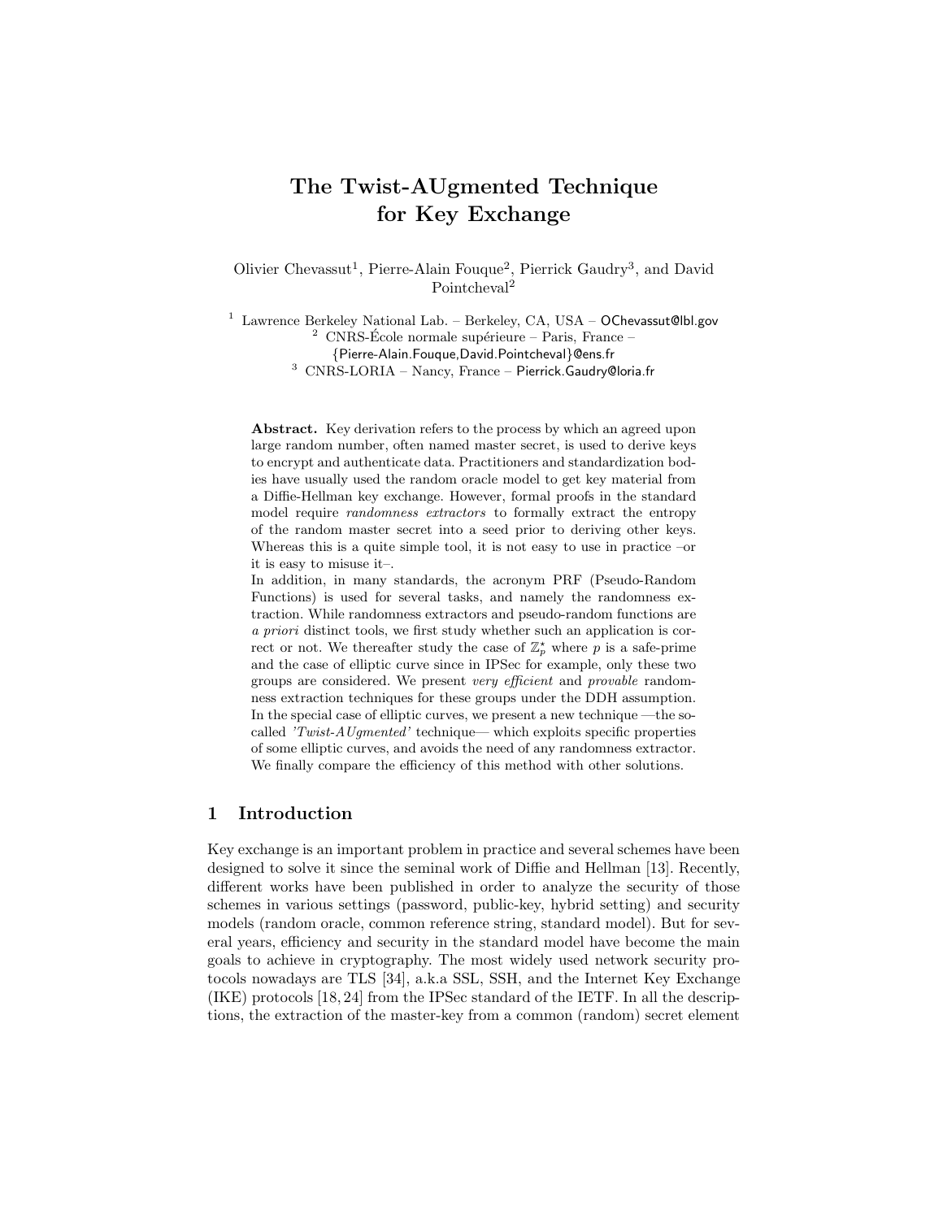# The Twist-AUgmented Technique for Key Exchange

Olivier Chevassut[1], Pierre-Alain Fouque[2], Pierrick Gaudry[3], and David Pointcheval[2]

[1] Lawrence Berkeley National Lab. – Berkeley, CA, USA – OChevassut@lbl.gov
[2] CNRS-École normale supérieure – Paris, France – {Pierre-Alain.Fouque,David.Pointcheval}@ens.fr
[3] CNRS-LORIA – Nancy, France – Pierrick.Gaudry@loria.fr

**Abstract.** Key derivation refers to the process by which an agreed upon large random number, often named master secret, is used to derive keys to encrypt and authenticate data. Practitioners and standardization bodies have usually used the random oracle model to get key material from a Diffie-Hellman key exchange. However, formal proofs in the standard model require *randomness extractors* to formally extract the entropy of the random master secret into a seed prior to deriving other keys. Whereas this is a quite simple tool, it is not easy to use in practice –or it is easy to misuse it–.

In addition, in many standards, the acronym PRF (Pseudo-Random Functions) is used for several tasks, and namely the randomness extraction. While randomness extractors and pseudo-random functions are *a priori* distinct tools, we first study whether such an application is correct or not. We thereafter study the case of $\mathbb{Z}_p^\star$ where $p$ is a safe-prime and the case of elliptic curve since in IPSec for example, only these two groups are considered. We present *very efficient* and *provable* randomness extraction techniques for these groups under the DDH assumption. In the special case of elliptic curves, we present a new technique —the so-called *'Twist-AUgmented'* technique— which exploits specific properties of some elliptic curves, and avoids the need of any randomness extractor. We finally compare the efficiency of this method with other solutions.

## 1 Introduction

Key exchange is an important problem in practice and several schemes have been designed to solve it since the seminal work of Diffie and Hellman [13]. Recently, different works have been published in order to analyze the security of those schemes in various settings (password, public-key, hybrid setting) and security models (random oracle, common reference string, standard model). But for several years, efficiency and security in the standard model have become the main goals to achieve in cryptography. The most widely used network security protocols nowadays are TLS [34], a.k.a SSL, SSH, and the Internet Key Exchange (IKE) protocols [18, 24] from the IPSec standard of the IETF. In all the descriptions, the extraction of the master-key from a common (random) secret element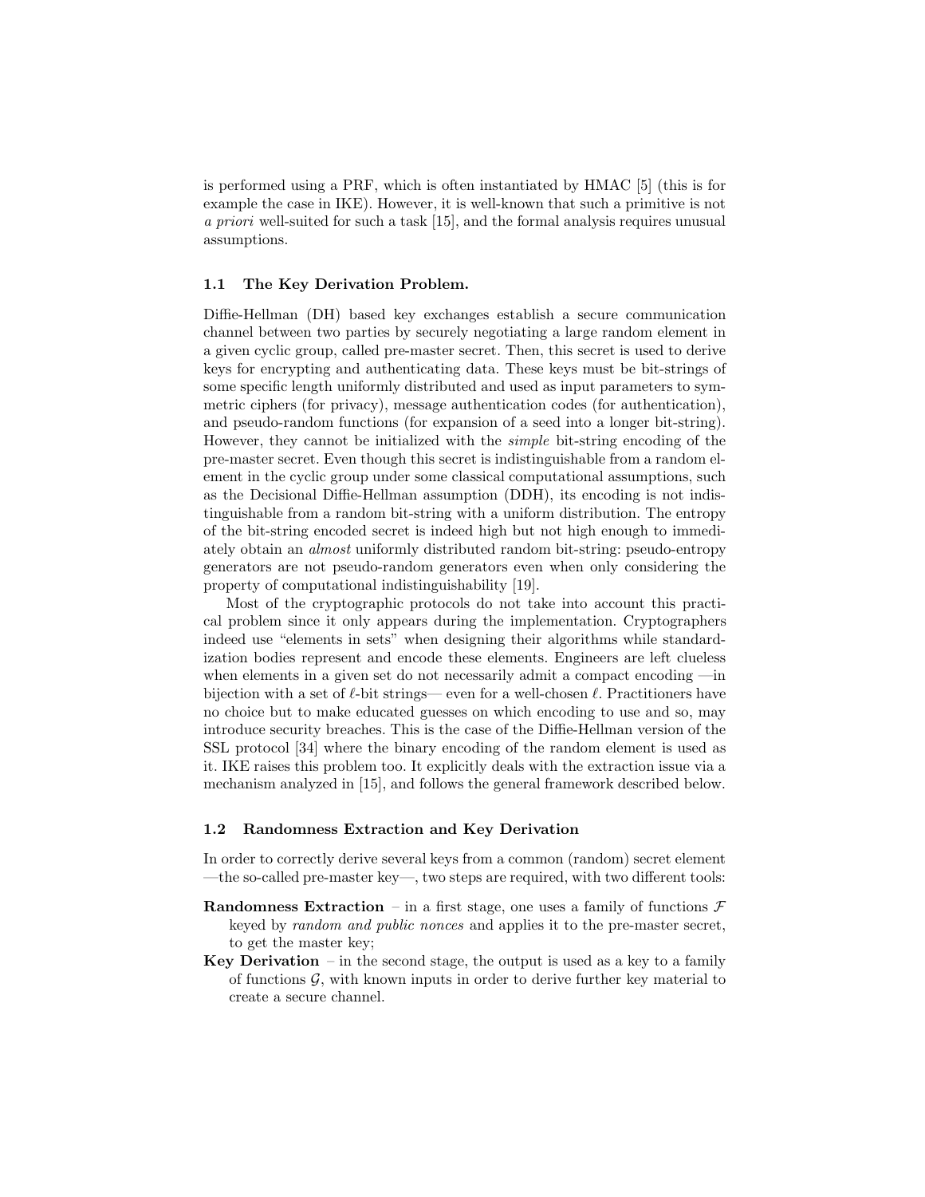is performed using a PRF, which is often instantiated by HMAC [5] (this is for example the case in IKE). However, it is well-known that such a primitive is not *a priori* well-suited for such a task [15], and the formal analysis requires unusual assumptions.

### 1.1 The Key Derivation Problem.

Diffie-Hellman (DH) based key exchanges establish a secure communication channel between two parties by securely negotiating a large random element in a given cyclic group, called pre-master secret. Then, this secret is used to derive keys for encrypting and authenticating data. These keys must be bit-strings of some specific length uniformly distributed and used as input parameters to symmetric ciphers (for privacy), message authentication codes (for authentication), and pseudo-random functions (for expansion of a seed into a longer bit-string). However, they cannot be initialized with the *simple* bit-string encoding of the pre-master secret. Even though this secret is indistinguishable from a random element in the cyclic group under some classical computational assumptions, such as the Decisional Diffie-Hellman assumption (DDH), its encoding is not indistinguishable from a random bit-string with a uniform distribution. The entropy of the bit-string encoded secret is indeed high but not high enough to immediately obtain an *almost* uniformly distributed random bit-string: pseudo-entropy generators are not pseudo-random generators even when only considering the property of computational indistinguishability [19].

Most of the cryptographic protocols do not take into account this practical problem since it only appears during the implementation. Cryptographers indeed use "elements in sets" when designing their algorithms while standardization bodies represent and encode these elements. Engineers are left clueless when elements in a given set do not necessarily admit a compact encoding —in bijection with a set of $\ell$-bit strings— even for a well-chosen $\ell$. Practitioners have no choice but to make educated guesses on which encoding to use and so, may introduce security breaches. This is the case of the Diffie-Hellman version of the SSL protocol [34] where the binary encoding of the random element is used as it. IKE raises this problem too. It explicitly deals with the extraction issue via a mechanism analyzed in [15], and follows the general framework described below.

### 1.2 Randomness Extraction and Key Derivation

In order to correctly derive several keys from a common (random) secret element —the so-called pre-master key—, two steps are required, with two different tools:

**Randomness Extraction** – in a first stage, one uses a family of functions $\mathcal{F}$ keyed by *random and public nonces* and applies it to the pre-master secret, to get the master key;

**Key Derivation** – in the second stage, the output is used as a key to a family of functions $\mathcal{G}$, with known inputs in order to derive further key material to create a secure channel.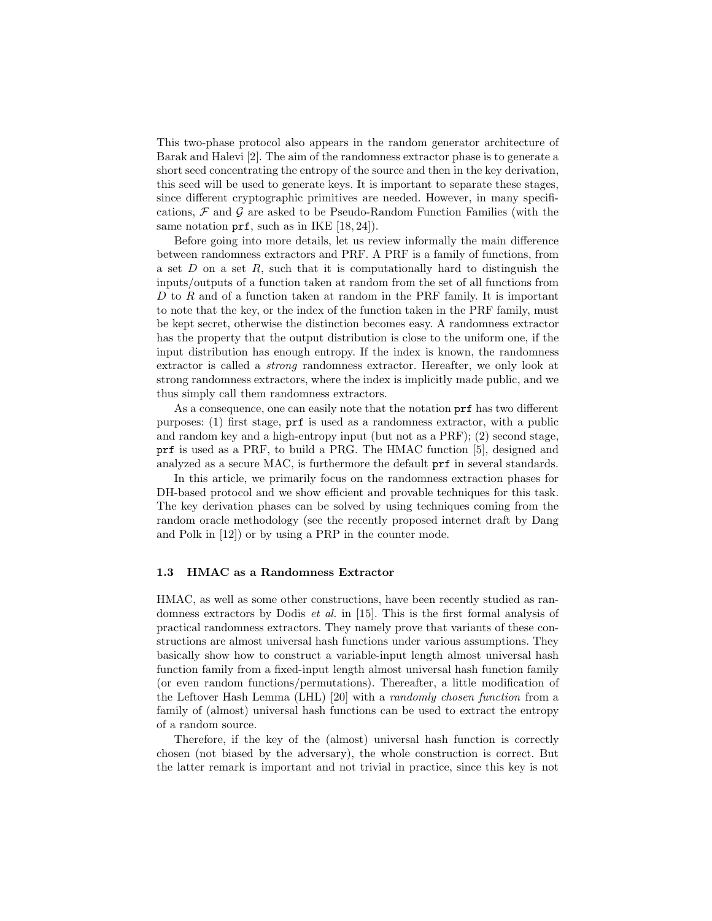This two-phase protocol also appears in the random generator architecture of Barak and Halevi [2]. The aim of the randomness extractor phase is to generate a short seed concentrating the entropy of the source and then in the key derivation, this seed will be used to generate keys. It is important to separate these stages, since different cryptographic primitives are needed. However, in many specifications, $\mathcal{F}$ and $\mathcal{G}$ are asked to be Pseudo-Random Function Families (with the same notation `prf`, such as in IKE [18, 24]).

Before going into more details, let us review informally the main difference between randomness extractors and PRF. A PRF is a family of functions, from a set $D$ on a set $R$, such that it is computationally hard to distinguish the inputs/outputs of a function taken at random from the set of all functions from $D$ to $R$ and of a function taken at random in the PRF family. It is important to note that the key, or the index of the function taken in the PRF family, must be kept secret, otherwise the distinction becomes easy. A randomness extractor has the property that the output distribution is close to the uniform one, if the input distribution has enough entropy. If the index is known, the randomness extractor is called a *strong* randomness extractor. Hereafter, we only look at strong randomness extractors, where the index is implicitly made public, and we thus simply call them randomness extractors.

As a consequence, one can easily note that the notation `prf` has two different purposes: (1) first stage, `prf` is used as a randomness extractor, with a public and random key and a high-entropy input (but not as a PRF); (2) second stage, `prf` is used as a PRF, to build a PRG. The HMAC function [5], designed and analyzed as a secure MAC, is furthermore the default `prf` in several standards.

In this article, we primarily focus on the randomness extraction phases for DH-based protocol and we show efficient and provable techniques for this task. The key derivation phases can be solved by using techniques coming from the random oracle methodology (see the recently proposed internet draft by Dang and Polk in [12]) or by using a PRP in the counter mode.

### 1.3 HMAC as a Randomness Extractor

HMAC, as well as some other constructions, have been recently studied as randomness extractors by Dodis *et al.* in [15]. This is the first formal analysis of practical randomness extractors. They namely prove that variants of these constructions are almost universal hash functions under various assumptions. They basically show how to construct a variable-input length almost universal hash function family from a fixed-input length almost universal hash function family (or even random functions/permutations). Thereafter, a little modification of the Leftover Hash Lemma (LHL) [20] with a *randomly chosen function* from a family of (almost) universal hash functions can be used to extract the entropy of a random source.

Therefore, if the key of the (almost) universal hash function is correctly chosen (not biased by the adversary), the whole construction is correct. But the latter remark is important and not trivial in practice, since this key is not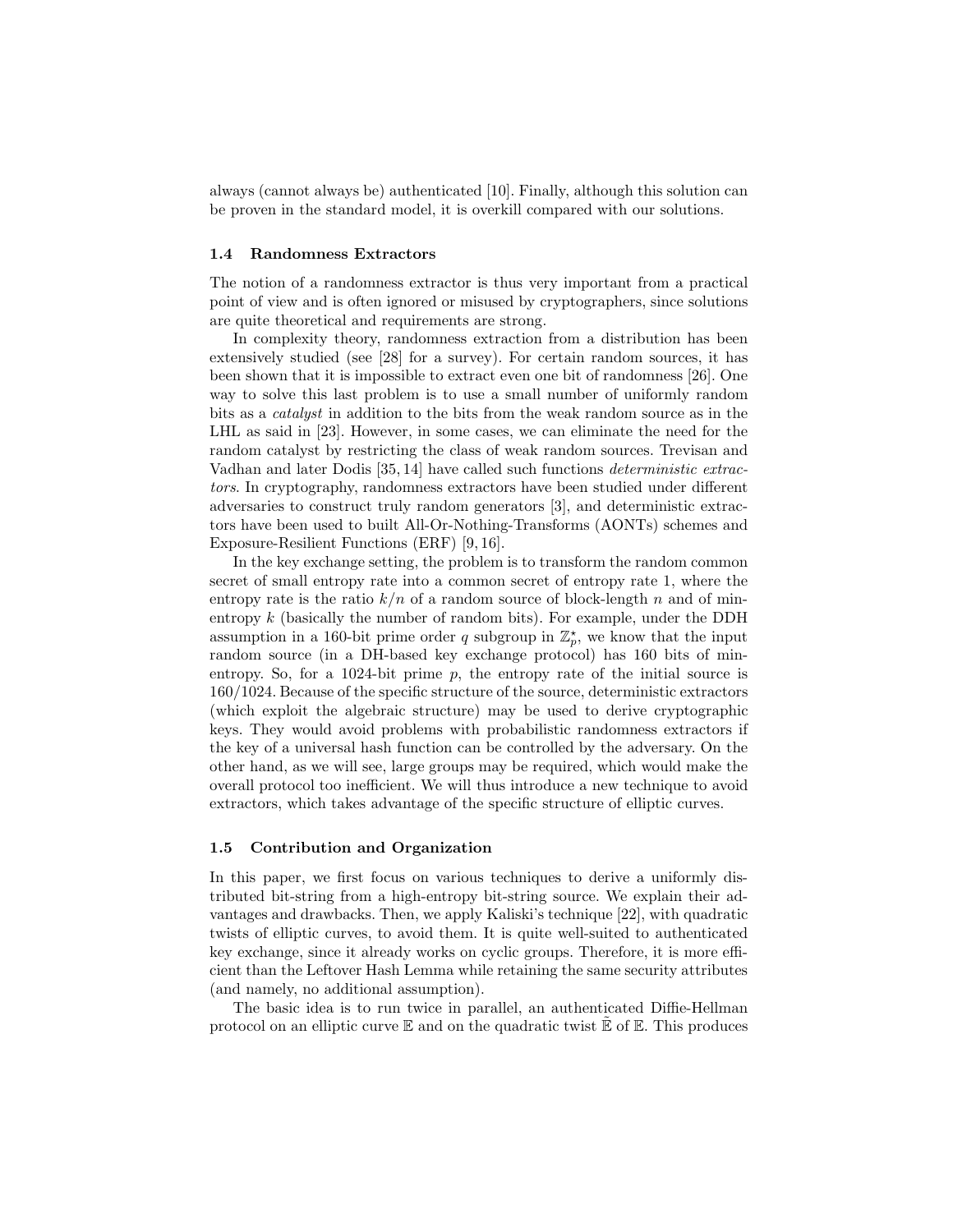always (cannot always be) authenticated [10]. Finally, although this solution can be proven in the standard model, it is overkill compared with our solutions.

### 1.4 Randomness Extractors

The notion of a randomness extractor is thus very important from a practical point of view and is often ignored or misused by cryptographers, since solutions are quite theoretical and requirements are strong.

In complexity theory, randomness extraction from a distribution has been extensively studied (see [28] for a survey). For certain random sources, it has been shown that it is impossible to extract even one bit of randomness [26]. One way to solve this last problem is to use a small number of uniformly random bits as a *catalyst* in addition to the bits from the weak random source as in the LHL as said in [23]. However, in some cases, we can eliminate the need for the random catalyst by restricting the class of weak random sources. Trevisan and Vadhan and later Dodis [35, 14] have called such functions *deterministic extractors*. In cryptography, randomness extractors have been studied under different adversaries to construct truly random generators [3], and deterministic extractors have been used to built All-Or-Nothing-Transforms (AONTs) schemes and Exposure-Resilient Functions (ERF) [9, 16].

In the key exchange setting, the problem is to transform the random common secret of small entropy rate into a common secret of entropy rate 1, where the entropy rate is the ratio $k/n$ of a random source of block-length $n$ and of min-entropy $k$ (basically the number of random bits). For example, under the DDH assumption in a 160-bit prime order $q$ subgroup in $\mathbb{Z}_p^\star$, we know that the input random source (in a DH-based key exchange protocol) has 160 bits of min-entropy. So, for a 1024-bit prime $p$, the entropy rate of the initial source is $160/1024$. Because of the specific structure of the source, deterministic extractors (which exploit the algebraic structure) may be used to derive cryptographic keys. They would avoid problems with probabilistic randomness extractors if the key of a universal hash function can be controlled by the adversary. On the other hand, as we will see, large groups may be required, which would make the overall protocol too inefficient. We will thus introduce a new technique to avoid extractors, which takes advantage of the specific structure of elliptic curves.

### 1.5 Contribution and Organization

In this paper, we first focus on various techniques to derive a uniformly distributed bit-string from a high-entropy bit-string source. We explain their advantages and drawbacks. Then, we apply Kaliski's technique [22], with quadratic twists of elliptic curves, to avoid them. It is quite well-suited to authenticated key exchange, since it already works on cyclic groups. Therefore, it is more efficient than the Leftover Hash Lemma while retaining the same security attributes (and namely, no additional assumption).

The basic idea is to run twice in parallel, an authenticated Diffie-Hellman protocol on an elliptic curve $\mathbb{E}$ and on the quadratic twist $\tilde{\mathbb{E}}$ of $\mathbb{E}$. This produces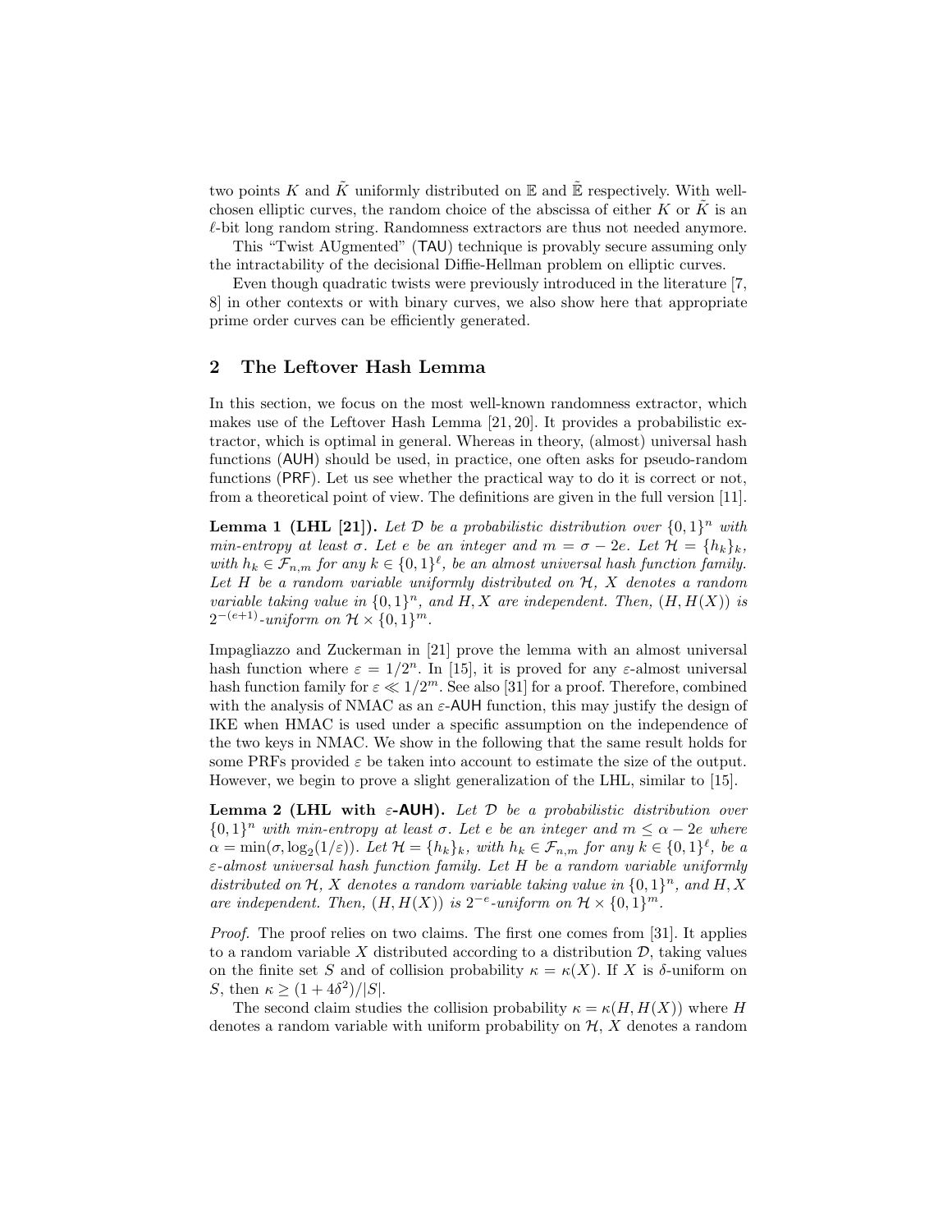two points $K$ and $\tilde{K}$ uniformly distributed on $\mathbb{E}$ and $\tilde{\mathbb{E}}$ respectively. With well-chosen elliptic curves, the random choice of the abscissa of either $K$ or $\tilde{K}$ is an $\ell$-bit long random string. Randomness extractors are thus not needed anymore.

This "Twist AUgmented" (TAU) technique is provably secure assuming only the intractability of the decisional Diffie-Hellman problem on elliptic curves.

Even though quadratic twists were previously introduced in the literature [7, 8] in other contexts or with binary curves, we also show here that appropriate prime order curves can be efficiently generated.

## 2 The Leftover Hash Lemma

In this section, we focus on the most well-known randomness extractor, which makes use of the Leftover Hash Lemma [21, 20]. It provides a probabilistic extractor, which is optimal in general. Whereas in theory, (almost) universal hash functions (AUH) should be used, in practice, one often asks for pseudo-random functions (PRF). Let us see whether the practical way to do it is correct or not, from a theoretical point of view. The definitions are given in the full version [11].

**Lemma 1 (LHL [21]).** *Let $\mathcal{D}$ be a probabilistic distribution over $\{0,1\}^n$ with min-entropy at least $\sigma$. Let $e$ be an integer and $m = \sigma - 2e$. Let $\mathcal{H} = \{h_k\}_k$, with $h_k \in \mathcal{F}_{n,m}$ for any $k \in \{0,1\}^\ell$, be an almost universal hash function family. Let $H$ be a random variable uniformly distributed on $\mathcal{H}$, $X$ denotes a random variable taking value in $\{0,1\}^n$, and $H, X$ are independent. Then, $(H, H(X))$ is $2^{-(e+1)}$-uniform on $\mathcal{H} \times \{0,1\}^m$.*

Impagliazzo and Zuckerman in [21] prove the lemma with an almost universal hash function where $\varepsilon = 1/2^n$. In [15], it is proved for any $\varepsilon$-almost universal hash function family for $\varepsilon \ll 1/2^m$. See also [31] for a proof. Therefore, combined with the analysis of NMAC as an $\varepsilon$-AUH function, this may justify the design of IKE when HMAC is used under a specific assumption on the independence of the two keys in NMAC. We show in the following that the same result holds for some PRFs provided $\varepsilon$ be taken into account to estimate the size of the output. However, we begin to prove a slight generalization of the LHL, similar to [15].

**Lemma 2 (LHL with $\varepsilon$-AUH).** *Let $\mathcal{D}$ be a probabilistic distribution over $\{0,1\}^n$ with min-entropy at least $\sigma$. Let $e$ be an integer and $m \leq \alpha - 2e$ where $\alpha = \min(\sigma, \log_2(1/\varepsilon))$. Let $\mathcal{H} = \{h_k\}_k$, with $h_k \in \mathcal{F}_{n,m}$ for any $k \in \{0,1\}^\ell$, be a $\varepsilon$-almost universal hash function family. Let $H$ be a random variable uniformly distributed on $\mathcal{H}$, $X$ denotes a random variable taking value in $\{0,1\}^n$, and $H, X$ are independent. Then, $(H, H(X))$ is $2^{-e}$-uniform on $\mathcal{H} \times \{0,1\}^m$.*

*Proof.* The proof relies on two claims. The first one comes from [31]. It applies to a random variable $X$ distributed according to a distribution $\mathcal{D}$, taking values on the finite set $S$ and of collision probability $\kappa = \kappa(X)$. If $X$ is $\delta$-uniform on $S$, then $\kappa \geq (1 + 4\delta^2)/|S|$.

The second claim studies the collision probability $\kappa = \kappa(H, H(X))$ where $H$ denotes a random variable with uniform probability on $\mathcal{H}$, $X$ denotes a random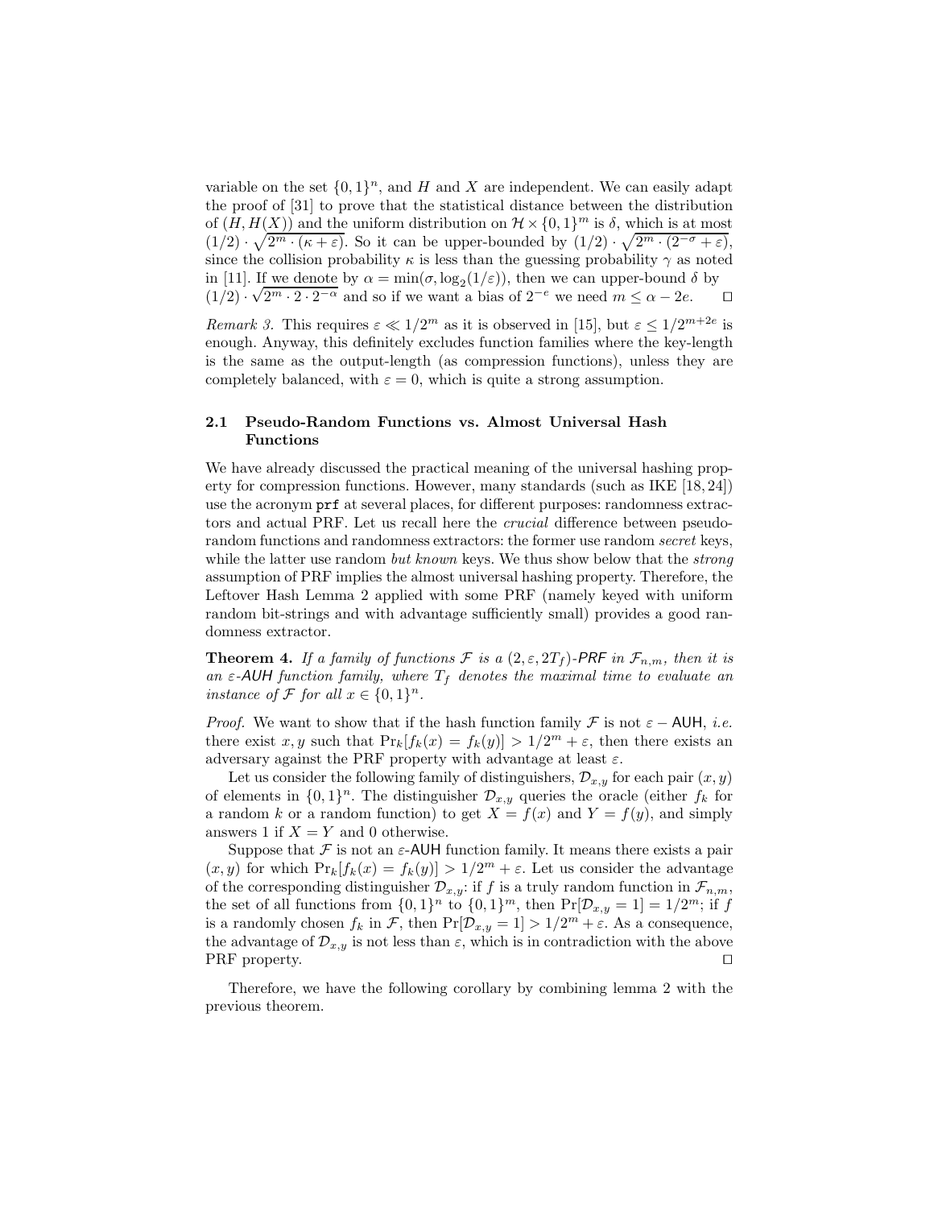variable on the set $\{0,1\}^n$, and $H$ and $X$ are independent. We can easily adapt the proof of [31] to prove that the statistical distance between the distribution of $(H, H(X))$ and the uniform distribution on $\mathcal{H} \times \{0,1\}^m$ is $\delta$, which is at most $(1/2) \cdot \sqrt{2^m \cdot (\kappa + \varepsilon)}$. So it can be upper-bounded by $(1/2) \cdot \sqrt{2^m \cdot (2^{-\sigma} + \varepsilon)}$, since the collision probability $\kappa$ is less than the guessing probability $\gamma$ as noted in [11]. If we denote by $\alpha = \min(\sigma, \log_2(1/\varepsilon))$, then we can upper-bound $\delta$ by $(1/2) \cdot \sqrt{2^m \cdot 2 \cdot 2^{-\alpha}}$ and so if we want a bias of $2^{-e}$ we need $m \leq \alpha - 2e$. ⊓⊔

*Remark 3.* This requires $\varepsilon \ll 1/2^m$ as it is observed in [15], but $\varepsilon \leq 1/2^{m+2e}$ is enough. Anyway, this definitely excludes function families where the key-length is the same as the output-length (as compression functions), unless they are completely balanced, with $\varepsilon = 0$, which is quite a strong assumption.

### 2.1 Pseudo-Random Functions vs. Almost Universal Hash Functions

We have already discussed the practical meaning of the universal hashing property for compression functions. However, many standards (such as IKE [18, 24]) use the acronym `prf` at several places, for different purposes: randomness extractors and actual PRF. Let us recall here the *crucial* difference between pseudo-random functions and randomness extractors: the former use random *secret* keys, while the latter use random *but known* keys. We thus show below that the *strong* assumption of PRF implies the almost universal hashing property. Therefore, the Leftover Hash Lemma 2 applied with some PRF (namely keyed with uniform random bit-strings and with advantage sufficiently small) provides a good randomness extractor.

**Theorem 4.** *If a family of functions $\mathcal{F}$ is a $(2, \varepsilon, 2T_f)$-PRF in $\mathcal{F}_{n,m}$, then it is an $\varepsilon$-AUH function family, where $T_f$ denotes the maximal time to evaluate an instance of $\mathcal{F}$ for all $x \in \{0,1\}^n$.*

*Proof.* We want to show that if the hash function family $\mathcal{F}$ is not $\varepsilon -$ AUH, *i.e.* there exist $x, y$ such that $\Pr_k[f_k(x) = f_k(y)] > 1/2^m + \varepsilon$, then there exists an adversary against the PRF property with advantage at least $\varepsilon$.

Let us consider the following family of distinguishers, $\mathcal{D}_{x,y}$ for each pair $(x, y)$ of elements in $\{0,1\}^n$. The distinguisher $\mathcal{D}_{x,y}$ queries the oracle (either $f_k$ for a random $k$ or a random function) to get $X = f(x)$ and $Y = f(y)$, and simply answers 1 if $X = Y$ and 0 otherwise.

Suppose that $\mathcal{F}$ is not an $\varepsilon$-AUH function family. It means there exists a pair $(x, y)$ for which $\Pr_k[f_k(x) = f_k(y)] > 1/2^m + \varepsilon$. Let us consider the advantage of the corresponding distinguisher $\mathcal{D}_{x,y}$: if $f$ is a truly random function in $\mathcal{F}_{n,m}$, the set of all functions from $\{0,1\}^n$ to $\{0,1\}^m$, then $\Pr[\mathcal{D}_{x,y} = 1] = 1/2^m$; if $f$ is a randomly chosen $f_k$ in $\mathcal{F}$, then $\Pr[\mathcal{D}_{x,y} = 1] > 1/2^m + \varepsilon$. As a consequence, the advantage of $\mathcal{D}_{x,y}$ is not less than $\varepsilon$, which is in contradiction with the above PRF property. ⊓⊔

Therefore, we have the following corollary by combining lemma 2 with the previous theorem.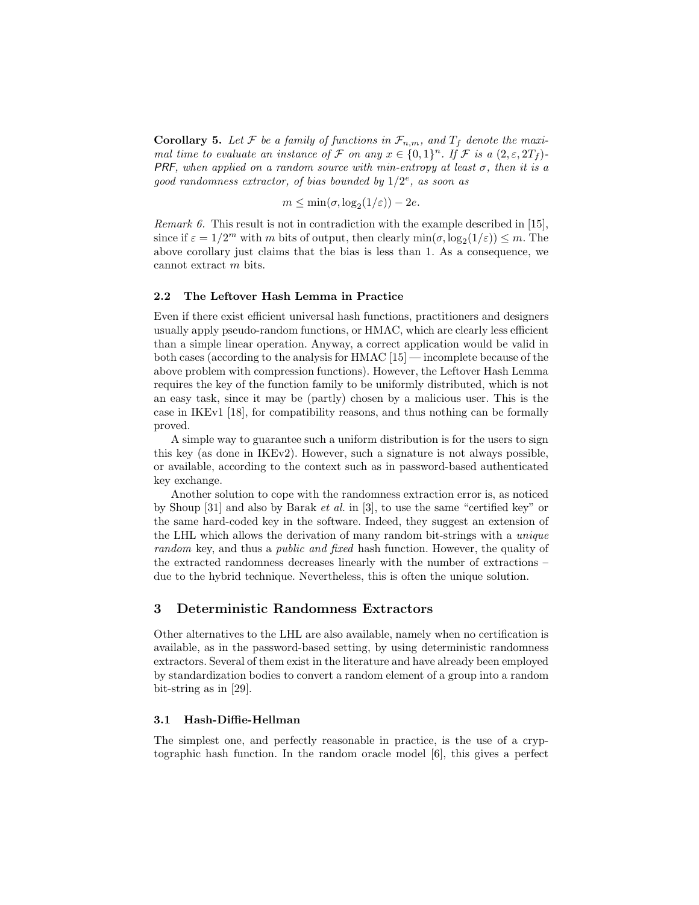**Corollary 5.** *Let $\mathcal{F}$ be a family of functions in $\mathcal{F}_{n,m}$, and $T_f$ denote the maximal time to evaluate an instance of $\mathcal{F}$ on any $x \in \{0,1\}^n$. If $\mathcal{F}$ is a $(2, \varepsilon, 2T_f)$-PRF, when applied on a random source with min-entropy at least $\sigma$, then it is a good randomness extractor, of bias bounded by $1/2^e$, as soon as*

$$m \leq \min(\sigma, \log_2(1/\varepsilon)) - 2e.$$

*Remark 6.* This result is not in contradiction with the example described in [15], since if $\varepsilon = 1/2^m$ with $m$ bits of output, then clearly $\min(\sigma, \log_2(1/\varepsilon)) \leq m$. The above corollary just claims that the bias is less than 1. As a consequence, we cannot extract $m$ bits.

### 2.2 The Leftover Hash Lemma in Practice

Even if there exist efficient universal hash functions, practitioners and designers usually apply pseudo-random functions, or HMAC, which are clearly less efficient than a simple linear operation. Anyway, a correct application would be valid in both cases (according to the analysis for HMAC [15] — incomplete because of the above problem with compression functions). However, the Leftover Hash Lemma requires the key of the function family to be uniformly distributed, which is not an easy task, since it may be (partly) chosen by a malicious user. This is the case in IKEv1 [18], for compatibility reasons, and thus nothing can be formally proved.

A simple way to guarantee such a uniform distribution is for the users to sign this key (as done in IKEv2). However, such a signature is not always possible, or available, according to the context such as in password-based authenticated key exchange.

Another solution to cope with the randomness extraction error is, as noticed by Shoup [31] and also by Barak *et al.* in [3], to use the same "certified key" or the same hard-coded key in the software. Indeed, they suggest an extension of the LHL which allows the derivation of many random bit-strings with a *unique random* key, and thus a *public and fixed* hash function. However, the quality of the extracted randomness decreases linearly with the number of extractions – due to the hybrid technique. Nevertheless, this is often the unique solution.

## 3 Deterministic Randomness Extractors

Other alternatives to the LHL are also available, namely when no certification is available, as in the password-based setting, by using deterministic randomness extractors. Several of them exist in the literature and have already been employed by standardization bodies to convert a random element of a group into a random bit-string as in [29].

### 3.1 Hash-Diffie-Hellman

The simplest one, and perfectly reasonable in practice, is the use of a cryptographic hash function. In the random oracle model [6], this gives a perfect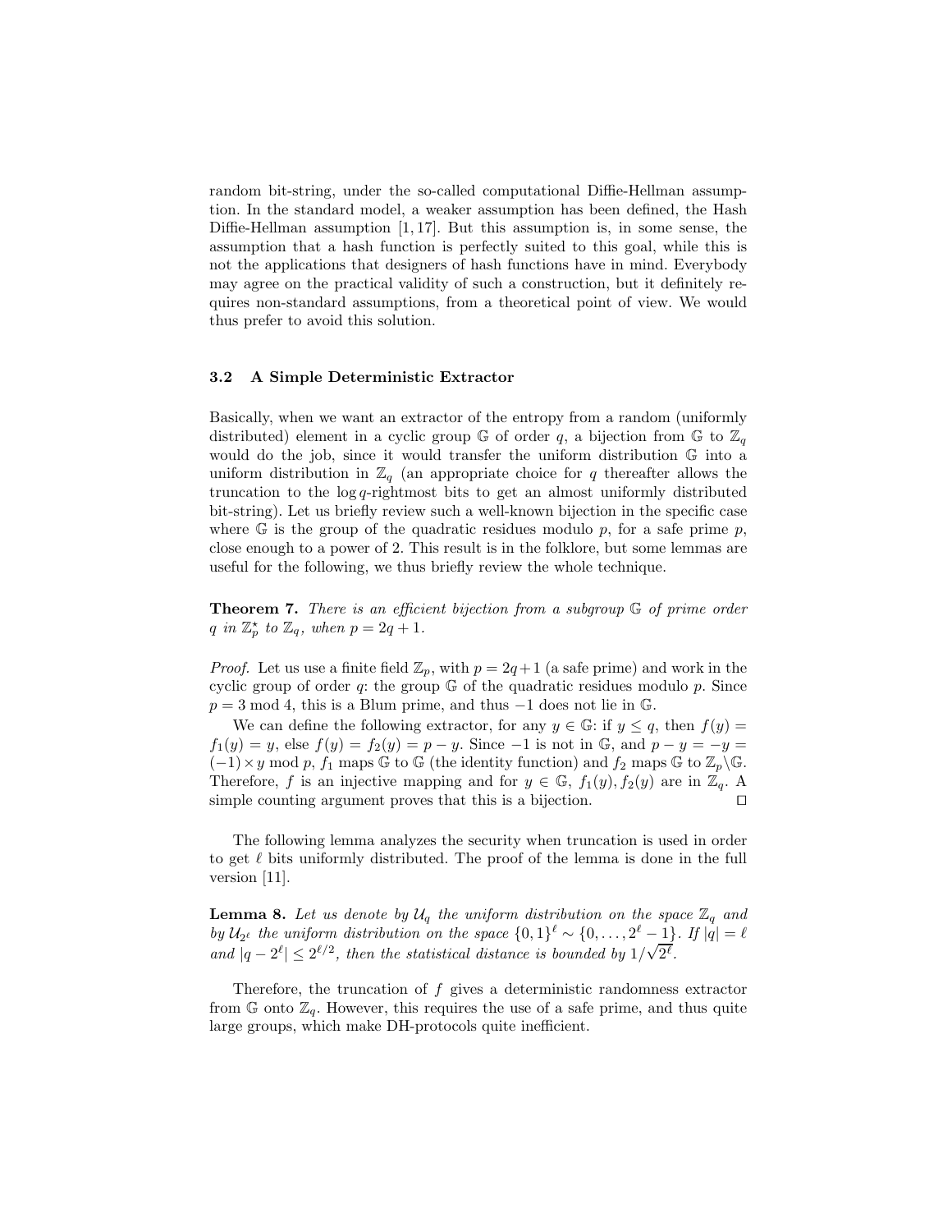random bit-string, under the so-called computational Diffie-Hellman assumption. In the standard model, a weaker assumption has been defined, the Hash Diffie-Hellman assumption [1, 17]. But this assumption is, in some sense, the assumption that a hash function is perfectly suited to this goal, while this is not the applications that designers of hash functions have in mind. Everybody may agree on the practical validity of such a construction, but it definitely requires non-standard assumptions, from a theoretical point of view. We would thus prefer to avoid this solution.

### 3.2 A Simple Deterministic Extractor

Basically, when we want an extractor of the entropy from a random (uniformly distributed) element in a cyclic group $\mathbb{G}$ of order $q$, a bijection from $\mathbb{G}$ to $\mathbb{Z}_q$ would do the job, since it would transfer the uniform distribution $\mathbb{G}$ into a uniform distribution in $\mathbb{Z}_q$ (an appropriate choice for $q$ thereafter allows the truncation to the $\log q$-rightmost bits to get an almost uniformly distributed bit-string). Let us briefly review such a well-known bijection in the specific case where $\mathbb{G}$ is the group of the quadratic residues modulo $p$, for a safe prime $p$, close enough to a power of 2. This result is in the folklore, but some lemmas are useful for the following, we thus briefly review the whole technique.

**Theorem 7.** *There is an efficient bijection from a subgroup $\mathbb{G}$ of prime order $q$ in $\mathbb{Z}_p^\star$ to $\mathbb{Z}_q$, when $p = 2q + 1$.*

*Proof.* Let us use a finite field $\mathbb{Z}_p$, with $p = 2q+1$ (a safe prime) and work in the cyclic group of order $q$: the group $\mathbb{G}$ of the quadratic residues modulo $p$. Since $p = 3 \bmod 4$, this is a Blum prime, and thus $-1$ does not lie in $\mathbb{G}$.

We can define the following extractor, for any $y \in \mathbb{G}$: if $y \leq q$, then $f(y) = f_1(y) = y$, else $f(y) = f_2(y) = p - y$. Since $-1$ is not in $\mathbb{G}$, and $p - y = -y = (-1) \times y \bmod p$, $f_1$ maps $\mathbb{G}$ to $\mathbb{G}$ (the identity function) and $f_2$ maps $\mathbb{G}$ to $\mathbb{Z}_p \backslash \mathbb{G}$. Therefore, $f$ is an injective mapping and for $y \in \mathbb{G}$, $f_1(y), f_2(y)$ are in $\mathbb{Z}_q$. A simple counting argument proves that this is a bijection. ◻

The following lemma analyzes the security when truncation is used in order to get $\ell$ bits uniformly distributed. The proof of the lemma is done in the full version [11].

**Lemma 8.** *Let us denote by $\mathcal{U}_q$ the uniform distribution on the space $\mathbb{Z}_q$ and by $\mathcal{U}_{2^\ell}$ the uniform distribution on the space $\{0,1\}^\ell \sim \{0, \ldots, 2^\ell - 1\}$. If $|q| = \ell$ and $|q - 2^\ell| \leq 2^{\ell/2}$, then the statistical distance is bounded by $1/\sqrt{2^\ell}$.*

Therefore, the truncation of $f$ gives a deterministic randomness extractor from $\mathbb{G}$ onto $\mathbb{Z}_q$. However, this requires the use of a safe prime, and thus quite large groups, which make DH-protocols quite inefficient.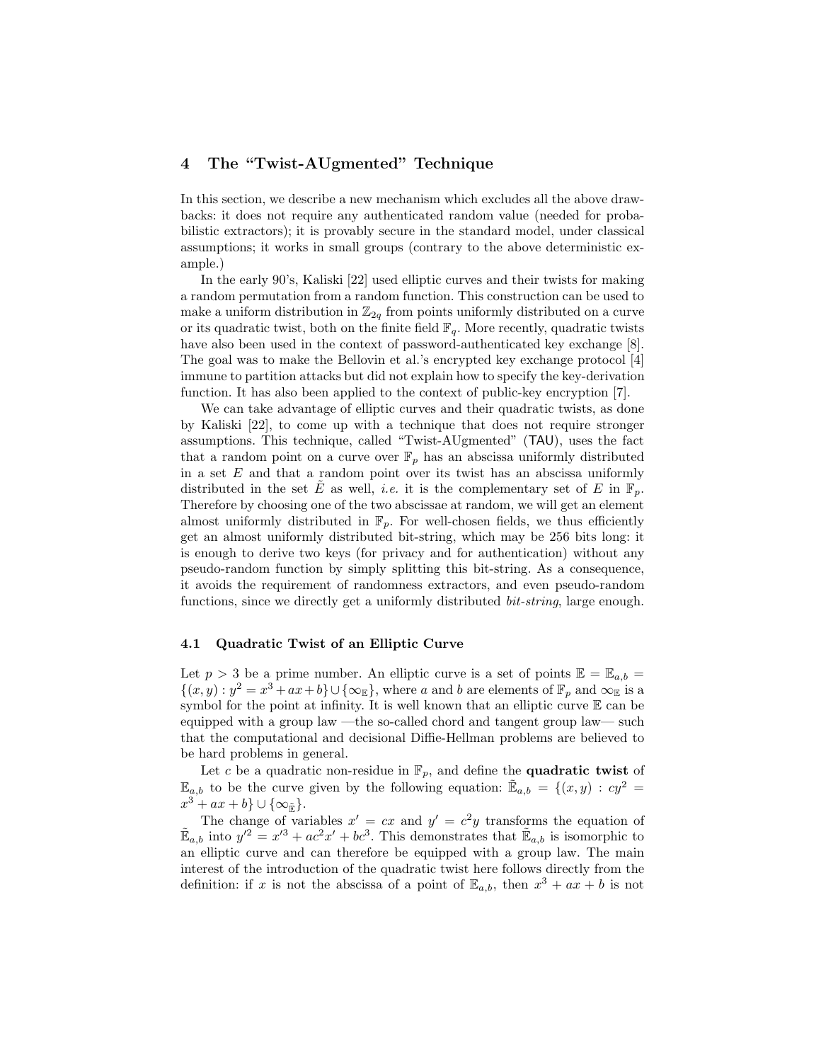## 4 The "Twist-AUgmented" Technique

In this section, we describe a new mechanism which excludes all the above drawbacks: it does not require any authenticated random value (needed for probabilistic extractors); it is provably secure in the standard model, under classical assumptions; it works in small groups (contrary to the above deterministic example.)

In the early 90's, Kaliski [22] used elliptic curves and their twists for making a random permutation from a random function. This construction can be used to make a uniform distribution in $\mathbb{Z}_{2q}$ from points uniformly distributed on a curve or its quadratic twist, both on the finite field $\mathbb{F}_q$. More recently, quadratic twists have also been used in the context of password-authenticated key exchange [8]. The goal was to make the Bellovin et al.'s encrypted key exchange protocol [4] immune to partition attacks but did not explain how to specify the key-derivation function. It has also been applied to the context of public-key encryption [7].

We can take advantage of elliptic curves and their quadratic twists, as done by Kaliski [22], to come up with a technique that does not require stronger assumptions. This technique, called "Twist-AUgmented" (TAU), uses the fact that a random point on a curve over $\mathbb{F}_p$ has an abscissa uniformly distributed in a set $E$ and that a random point over its twist has an abscissa uniformly distributed in the set $\tilde{E}$ as well, *i.e.* it is the complementary set of $E$ in $\mathbb{F}_p$. Therefore by choosing one of the two abscissae at random, we will get an element almost uniformly distributed in $\mathbb{F}_p$. For well-chosen fields, we thus efficiently get an almost uniformly distributed bit-string, which may be 256 bits long: it is enough to derive two keys (for privacy and for authentication) without any pseudo-random function by simply splitting this bit-string. As a consequence, it avoids the requirement of randomness extractors, and even pseudo-random functions, since we directly get a uniformly distributed *bit-string*, large enough.

### 4.1 Quadratic Twist of an Elliptic Curve

Let $p > 3$ be a prime number. An elliptic curve is a set of points $\mathbb{E} = \mathbb{E}_{a,b} = \{(x, y) : y^2 = x^3 + ax + b\} \cup \{\infty_{\mathbb{E}}\}$, where $a$ and $b$ are elements of $\mathbb{F}_p$ and $\infty_{\mathbb{E}}$ is a symbol for the point at infinity. It is well known that an elliptic curve $\mathbb{E}$ can be equipped with a group law —the so-called chord and tangent group law— such that the computational and decisional Diffie-Hellman problems are believed to be hard problems in general.

Let $c$ be a quadratic non-residue in $\mathbb{F}_p$, and define the **quadratic twist** of $\mathbb{E}_{a,b}$ to be the curve given by the following equation: $\tilde{\mathbb{E}}_{a,b} = \{(x, y) : cy^2 = x^3 + ax + b\} \cup \{\infty_{\tilde{\mathbb{E}}}\}$.

The change of variables $x' = cx$ and $y' = c^2 y$ transforms the equation of $\tilde{\mathbb{E}}_{a,b}$ into $y'^2 = x'^3 + ac^2 x' + bc^3$. This demonstrates that $\tilde{\mathbb{E}}_{a,b}$ is isomorphic to an elliptic curve and can therefore be equipped with a group law. The main interest of the introduction of the quadratic twist here follows directly from the definition: if $x$ is not the abscissa of a point of $\mathbb{E}_{a,b}$, then $x^3 + ax + b$ is not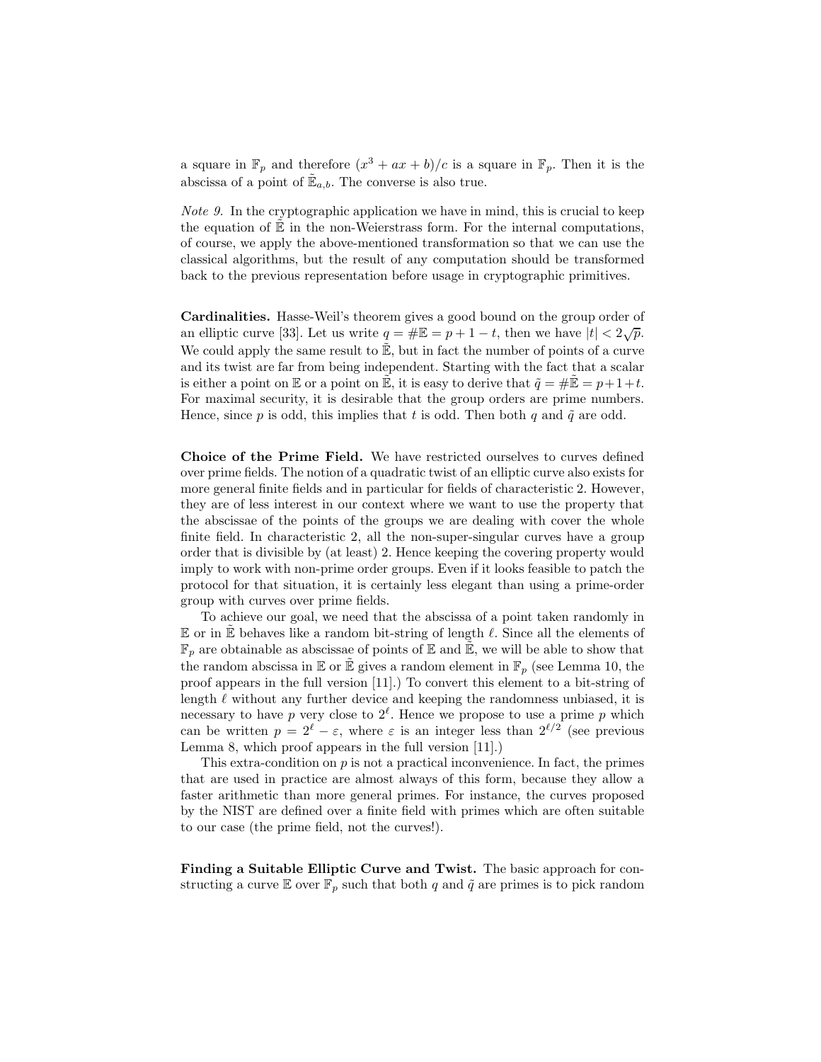a square in $\mathbb{F}_p$ and therefore $(x^3 + ax + b)/c$ is a square in $\mathbb{F}_p$. Then it is the abscissa of a point of $\tilde{\mathbb{E}}_{a,b}$. The converse is also true.

*Note 9.* In the cryptographic application we have in mind, this is crucial to keep the equation of $\tilde{\mathbb{E}}$ in the non-Weierstrass form. For the internal computations, of course, we apply the above-mentioned transformation so that we can use the classical algorithms, but the result of any computation should be transformed back to the previous representation before usage in cryptographic primitives.

**Cardinalities.** Hasse-Weil's theorem gives a good bound on the group order of an elliptic curve [33]. Let us write $q = \#\mathbb{E} = p + 1 - t$, then we have $|t| < 2\sqrt{p}$. We could apply the same result to $\tilde{\mathbb{E}}$, but in fact the number of points of a curve and its twist are far from being independent. Starting with the fact that a scalar is either a point on $\mathbb{E}$ or a point on $\tilde{\mathbb{E}}$, it is easy to derive that $\tilde{q} = \#\tilde{\mathbb{E}} = p+1+t$. For maximal security, it is desirable that the group orders are prime numbers. Hence, since $p$ is odd, this implies that $t$ is odd. Then both $q$ and $\tilde{q}$ are odd.

**Choice of the Prime Field.** We have restricted ourselves to curves defined over prime fields. The notion of a quadratic twist of an elliptic curve also exists for more general finite fields and in particular for fields of characteristic 2. However, they are of less interest in our context where we want to use the property that the abscissae of the points of the groups we are dealing with cover the whole finite field. In characteristic 2, all the non-super-singular curves have a group order that is divisible by (at least) 2. Hence keeping the covering property would imply to work with non-prime order groups. Even if it looks feasible to patch the protocol for that situation, it is certainly less elegant than using a prime-order group with curves over prime fields.

To achieve our goal, we need that the abscissa of a point taken randomly in $\mathbb{E}$ or in $\tilde{\mathbb{E}}$ behaves like a random bit-string of length $\ell$. Since all the elements of $\mathbb{F}_p$ are obtainable as abscissae of points of $\mathbb{E}$ and $\tilde{\mathbb{E}}$, we will be able to show that the random abscissa in $\mathbb{E}$ or $\tilde{\mathbb{E}}$ gives a random element in $\mathbb{F}_p$ (see Lemma 10, the proof appears in the full version [11].) To convert this element to a bit-string of length $\ell$ without any further device and keeping the randomness unbiased, it is necessary to have $p$ very close to $2^\ell$. Hence we propose to use a prime $p$ which can be written $p = 2^\ell - \varepsilon$, where $\varepsilon$ is an integer less than $2^{\ell/2}$ (see previous Lemma 8, which proof appears in the full version [11].)

This extra-condition on $p$ is not a practical inconvenience. In fact, the primes that are used in practice are almost always of this form, because they allow a faster arithmetic than more general primes. For instance, the curves proposed by the NIST are defined over a finite field with primes which are often suitable to our case (the prime field, not the curves!).

**Finding a Suitable Elliptic Curve and Twist.** The basic approach for constructing a curve $\mathbb{E}$ over $\mathbb{F}_p$ such that both $q$ and $\tilde{q}$ are primes is to pick random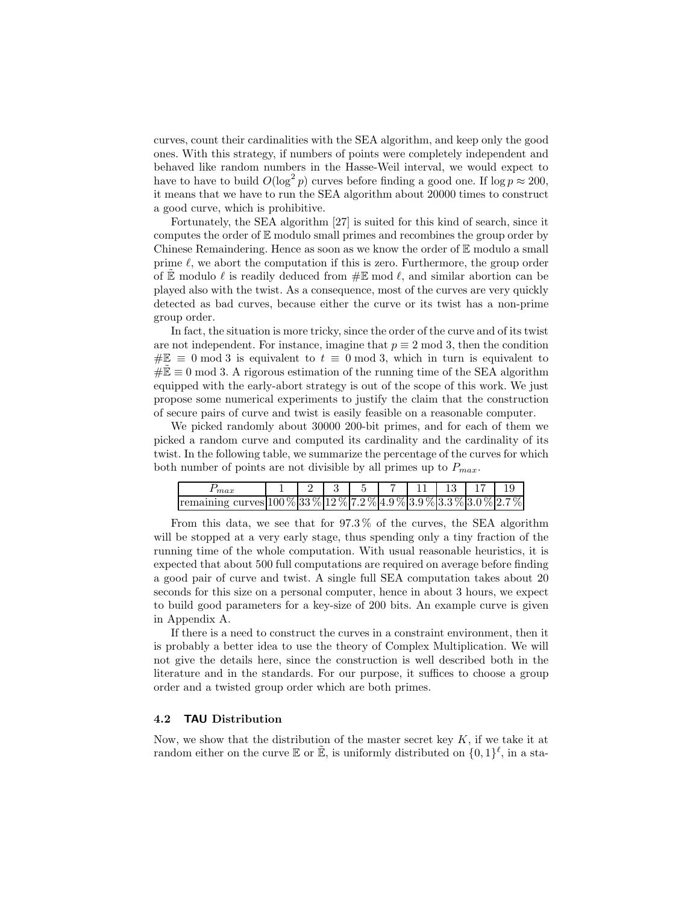curves, count their cardinalities with the SEA algorithm, and keep only the good ones. With this strategy, if numbers of points were completely independent and behaved like random numbers in the Hasse-Weil interval, we would expect to have to have to build $O(\log^2 p)$ curves before finding a good one. If $\log p \approx 200$, it means that we have to run the SEA algorithm about 20000 times to construct a good curve, which is prohibitive.

Fortunately, the SEA algorithm [27] is suited for this kind of search, since it computes the order of $\mathbb{E}$ modulo small primes and recombines the group order by Chinese Remaindering. Hence as soon as we know the order of $\mathbb{E}$ modulo a small prime $\ell$, we abort the computation if this is zero. Furthermore, the group order of $\tilde{\mathbb{E}}$ modulo $\ell$ is readily deduced from $\#\mathbb{E} \bmod \ell$, and similar abortion can be played also with the twist. As a consequence, most of the curves are very quickly detected as bad curves, because either the curve or its twist has a non-prime group order.

In fact, the situation is more tricky, since the order of the curve and of its twist are not independent. For instance, imagine that $p \equiv 2 \bmod 3$, then the condition $\#\mathbb{E} \equiv 0 \bmod 3$ is equivalent to $t \equiv 0 \bmod 3$, which in turn is equivalent to $\#\tilde{\mathbb{E}} \equiv 0 \bmod 3$. A rigorous estimation of the running time of the SEA algorithm equipped with the early-abort strategy is out of the scope of this work. We just propose some numerical experiments to justify the claim that the construction of secure pairs of curve and twist is easily feasible on a reasonable computer.

We picked randomly about 30000 200-bit primes, and for each of them we picked a random curve and computed its cardinality and the cardinality of its twist. In the following table, we summarize the percentage of the curves for which both number of points are not divisible by all primes up to $P_{max}$.

| $P_{max}$ | 1 | 2 | 3 | 5 | 7 | 11 | 13 | 17 | 19 |
|---|---|---|---|---|---|---|---|---|---|
| remaining curves | 100 % | 33 % | 12 % | 7.2 % | 4.9 % | 3.9 % | 3.3 % | 3.0 % | 2.7 % |

From this data, we see that for 97.3 % of the curves, the SEA algorithm will be stopped at a very early stage, thus spending only a tiny fraction of the running time of the whole computation. With usual reasonable heuristics, it is expected that about 500 full computations are required on average before finding a good pair of curve and twist. A single full SEA computation takes about 20 seconds for this size on a personal computer, hence in about 3 hours, we expect to build good parameters for a key-size of 200 bits. An example curve is given in Appendix A.

If there is a need to construct the curves in a constraint environment, then it is probably a better idea to use the theory of Complex Multiplication. We will not give the details here, since the construction is well described both in the literature and in the standards. For our purpose, it suffices to choose a group order and a twisted group order which are both primes.

### 4.2 TAU Distribution

Now, we show that the distribution of the master secret key $K$, if we take it at random either on the curve $\mathbb{E}$ or $\tilde{\mathbb{E}}$, is uniformly distributed on $\{0,1\}^\ell$, in a sta-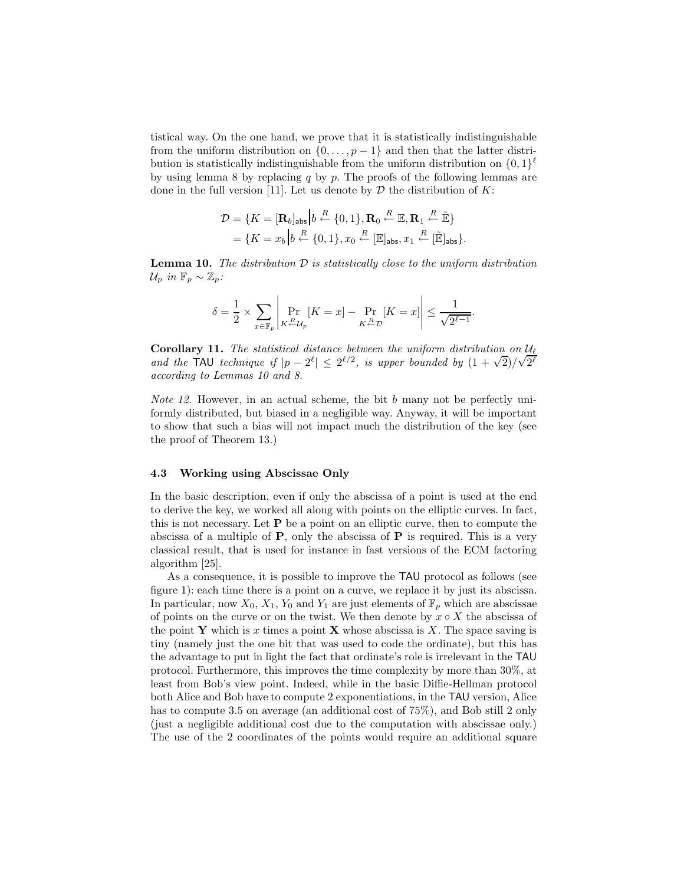tistical way. On the one hand, we prove that it is statistically indistinguishable from the uniform distribution on $\{0, \ldots, p-1\}$ and then that the latter distribution is statistically indistinguishable from the uniform distribution on $\{0,1\}^\ell$ by using lemma 8 by replacing $q$ by $p$. The proofs of the following lemmas are done in the full version [11]. Let us denote by $\mathcal{D}$ the distribution of $K$:

$$
\begin{aligned}
\mathcal{D} &= \{K = [\mathbf{R}_b]_{\mathsf{abs}} \big| b \stackrel{R}{\leftarrow} \{0,1\}, \mathbf{R}_0 \stackrel{R}{\leftarrow} \mathbb{E}, \mathbf{R}_1 \stackrel{R}{\leftarrow} \tilde{\mathbb{E}}\} \\
&= \{K = x_b \big| b \stackrel{R}{\leftarrow} \{0,1\}, x_0 \stackrel{R}{\leftarrow} [\mathbb{E}]_{\mathsf{abs}}, x_1 \stackrel{R}{\leftarrow} [\tilde{\mathbb{E}}]_{\mathsf{abs}}\}.
\end{aligned}
$$

**Lemma 10.** *The distribution $\mathcal{D}$ is statistically close to the uniform distribution $\mathcal{U}_p$ in $\mathbb{F}_p \sim \mathbb{Z}_p$:*

$$
\delta = \frac{1}{2} \times \sum_{x \in \mathbb{F}_p} \left| \Pr_{K \stackrel{R}{\leftarrow} \mathcal{U}_p} [K = x] - \Pr_{K \stackrel{R}{\leftarrow} \mathcal{D}} [K = x] \right| \leq \frac{1}{\sqrt{2^{\ell-1}}}.
$$

**Corollary 11.** *The statistical distance between the uniform distribution on $\mathcal{U}_\ell$ and the* TAU *technique if $|p - 2^\ell| \leq 2^{\ell/2}$, is upper bounded by $(1+\sqrt{2})/\sqrt{2^\ell}$ according to Lemmas 10 and 8.*

*Note 12.* However, in an actual scheme, the bit $b$ many not be perfectly uniformly distributed, but biased in a negligible way. Anyway, it will be important to show that such a bias will not impact much the distribution of the key (see the proof of Theorem 13.)

### 4.3 Working using Abscissae Only

In the basic description, even if only the abscissa of a point is used at the end to derive the key, we worked all along with points on the elliptic curves. In fact, this is not necessary. Let $\mathbf{P}$ be a point on an elliptic curve, then to compute the abscissa of a multiple of $\mathbf{P}$, only the abscissa of $\mathbf{P}$ is required. This is a very classical result, that is used for instance in fast versions of the ECM factoring algorithm [25].

As a consequence, it is possible to improve the TAU protocol as follows (see figure 1): each time there is a point on a curve, we replace it by just its abscissa. In particular, now $X_0$, $X_1$, $Y_0$ and $Y_1$ are just elements of $\mathbb{F}_p$ which are abscissae of points on the curve or on the twist. We then denote by $x \circ X$ the abscissa of the point $\mathbf{Y}$ which is $x$ times a point $\mathbf{X}$ whose abscissa is $X$. The space saving is tiny (namely just the one bit that was used to code the ordinate), but this has the advantage to put in light the fact that ordinate's role is irrelevant in the TAU protocol. Furthermore, this improves the time complexity by more than 30%, at least from Bob's view point. Indeed, while in the basic Diffie-Hellman protocol both Alice and Bob have to compute 2 exponentiations, in the TAU version, Alice has to compute 3.5 on average (an additional cost of 75%), and Bob still 2 only (just a negligible additional cost due to the computation with abscissae only.) The use of the 2 coordinates of the points would require an additional square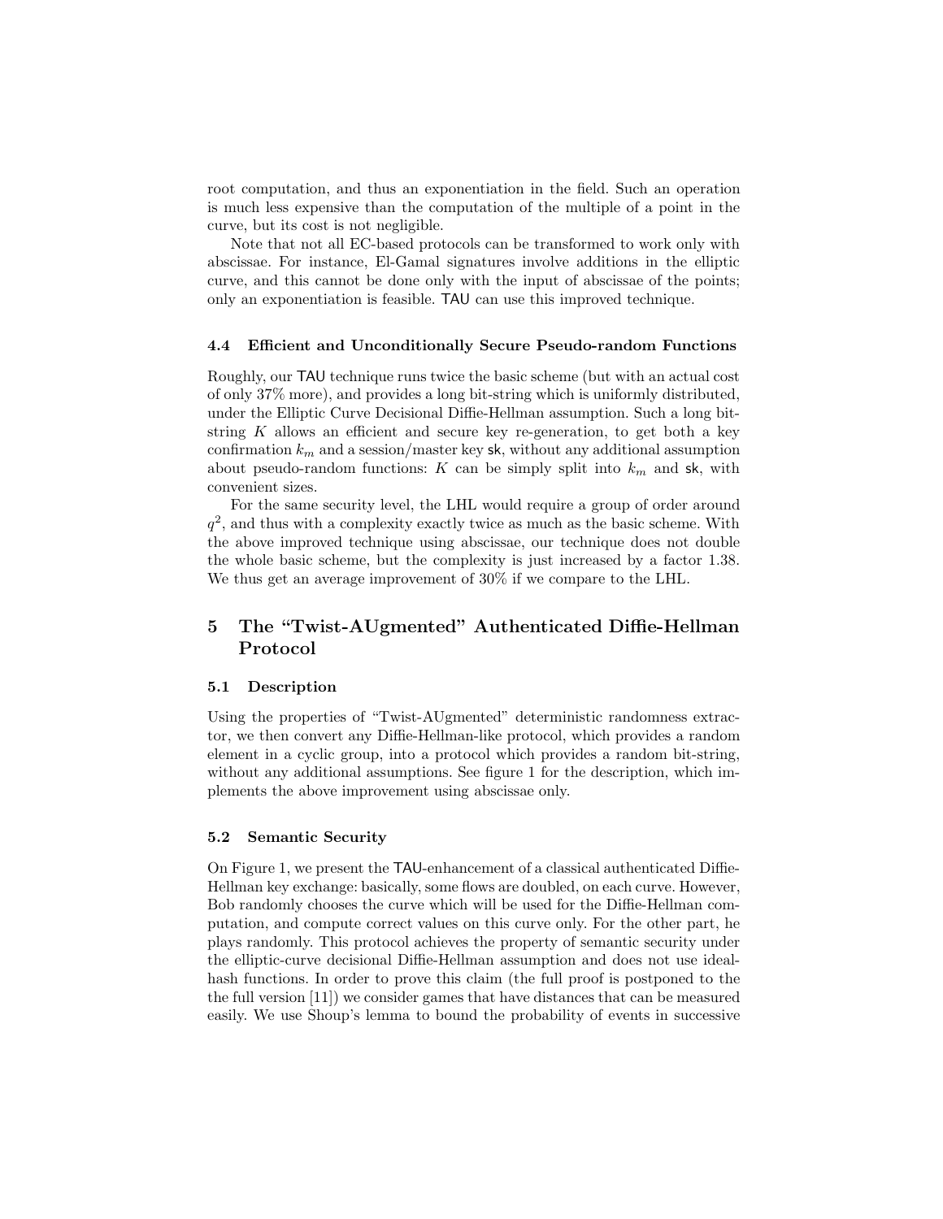root computation, and thus an exponentiation in the field. Such an operation is much less expensive than the computation of the multiple of a point in the curve, but its cost is not negligible.

Note that not all EC-based protocols can be transformed to work only with abscissae. For instance, El-Gamal signatures involve additions in the elliptic curve, and this cannot be done only with the input of abscissae of the points; only an exponentiation is feasible. TAU can use this improved technique.

### 4.4 Efficient and Unconditionally Secure Pseudo-random Functions

Roughly, our TAU technique runs twice the basic scheme (but with an actual cost of only 37% more), and provides a long bit-string which is uniformly distributed, under the Elliptic Curve Decisional Diffie-Hellman assumption. Such a long bit-string $K$ allows an efficient and secure key re-generation, to get both a key confirmation $k_m$ and a session/master key $\mathsf{sk}$, without any additional assumption about pseudo-random functions: $K$ can be simply split into $k_m$ and $\mathsf{sk}$, with convenient sizes.

For the same security level, the LHL would require a group of order around $q^2$, and thus with a complexity exactly twice as much as the basic scheme. With the above improved technique using abscissae, our technique does not double the whole basic scheme, but the complexity is just increased by a factor 1.38. We thus get an average improvement of 30% if we compare to the LHL.

## 5 The "Twist-AUgmented" Authenticated Diffie-Hellman Protocol

### 5.1 Description

Using the properties of "Twist-AUgmented" deterministic randomness extractor, we then convert any Diffie-Hellman-like protocol, which provides a random element in a cyclic group, into a protocol which provides a random bit-string, without any additional assumptions. See figure 1 for the description, which implements the above improvement using abscissae only.

### 5.2 Semantic Security

On Figure 1, we present the TAU-enhancement of a classical authenticated Diffie-Hellman key exchange: basically, some flows are doubled, on each curve. However, Bob randomly chooses the curve which will be used for the Diffie-Hellman computation, and compute correct values on this curve only. For the other part, he plays randomly. This protocol achieves the property of semantic security under the elliptic-curve decisional Diffie-Hellman assumption and does not use ideal-hash functions. In order to prove this claim (the full proof is postponed to the the full version [11]) we consider games that have distances that can be measured easily. We use Shoup's lemma to bound the probability of events in successive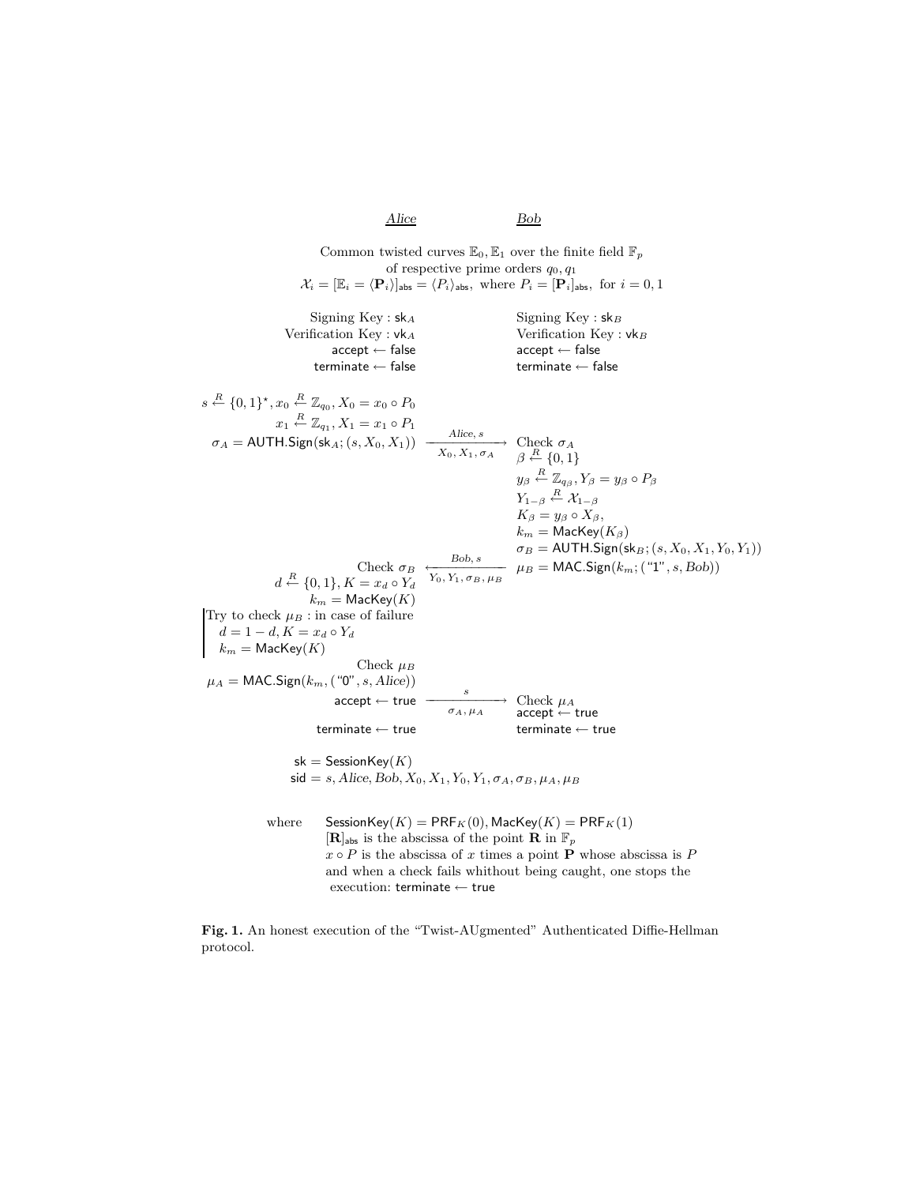| *Alice* | | *Bob* |
|---|---|---|
| | Common twisted curves $\mathbb{E}_0, \mathbb{E}_1$ over the finite field $\mathbb{F}_p$ of respective prime orders $q_0, q_1$ $\mathcal{X}_i = [\mathbb{E}_i = \langle \mathbf{P}_i \rangle]_{\mathsf{abs}} = \langle P_i \rangle_{\mathsf{abs}}$, where $P_i = [\mathbf{P}_i]_{\mathsf{abs}}$, for $i = 0, 1$ | |
| Signing Key : $\mathsf{sk}_A$ | | Signing Key : $\mathsf{sk}_B$ |
| Verification Key : $\mathsf{vk}_A$ | | Verification Key : $\mathsf{vk}_B$ |
| $\mathsf{accept} \leftarrow \mathsf{false}$ | | $\mathsf{accept} \leftarrow \mathsf{false}$ |
| $\mathsf{terminate} \leftarrow \mathsf{false}$ | | $\mathsf{terminate} \leftarrow \mathsf{false}$ |
| $s \overset{R}{\leftarrow} \{0,1\}^\star, x_0 \overset{R}{\leftarrow} \mathbb{Z}_{q_0}, X_0 = x_0 \circ P_0$ | | |
| $x_1 \overset{R}{\leftarrow} \mathbb{Z}_{q_1}, X_1 = x_1 \circ P_1$ | | |
| $\sigma_A = \mathsf{AUTH.Sign}(\mathsf{sk}_A; (s, X_0, X_1))$ | $\xrightarrow[X_0, X_1, \sigma_A]{Alice, s}$ | Check $\sigma_A$ |
| | | $\beta \overset{R}{\leftarrow} \{0,1\}$ |
| | | $y_\beta \overset{R}{\leftarrow} \mathbb{Z}_{q_\beta}, Y_\beta = y_\beta \circ P_\beta$ |
| | | $Y_{1-\beta} \overset{R}{\leftarrow} \mathcal{X}_{1-\beta}$ |
| | | $K_\beta = y_\beta \circ X_\beta,$ |
| | | $k_m = \mathsf{MacKey}(K_\beta)$ |
| | | $\sigma_B = \mathsf{AUTH.Sign}(\mathsf{sk}_B; (s, X_0, X_1, Y_0, Y_1))$ |
| Check $\sigma_B$ | $\xleftarrow[Y_0, Y_1, \sigma_B, \mu_B]{Bob, s}$ | $\mu_B = \mathsf{MAC.Sign}(k_m; (\text{"1"}, s, Bob))$ |
| $d \overset{R}{\leftarrow} \{0,1\}, K = x_d \circ Y_d$ | | |
| $k_m = \mathsf{MacKey}(K)$ | | |
| Try to check $\mu_B$ : in case of failure $d = 1 - d, K = x_d \circ Y_d$ $k_m = \mathsf{MacKey}(K)$ | | |
| Check $\mu_B$ | | |
| $\mu_A = \mathsf{MAC.Sign}(k_m, (\text{"0"}, s, Alice))$ | | |
| $\mathsf{accept} \leftarrow \mathsf{true}$ | $\xrightarrow[\sigma_A, \mu_A]{s}$ | Check $\mu_A$ |
| | | $\mathsf{accept} \leftarrow \mathsf{true}$ |
| $\mathsf{terminate} \leftarrow \mathsf{true}$ | | $\mathsf{terminate} \leftarrow \mathsf{true}$ |

$\mathsf{sk} = \mathsf{SessionKey}(K)$
$\mathsf{sid} = s, Alice, Bob, X_0, X_1, Y_0, Y_1, \sigma_A, \sigma_B, \mu_A, \mu_B$

where $\mathsf{SessionKey}(K) = \mathsf{PRF}_K(0), \mathsf{MacKey}(K) = \mathsf{PRF}_K(1)$
$[\mathbf{R}]_{\mathsf{abs}}$ is the abscissa of the point $\mathbf{R}$ in $\mathbb{F}_p$
$x \circ P$ is the abscissa of $x$ times a point $\mathbf{P}$ whose abscissa is $P$
and when a check fails whithout being caught, one stops the execution: $\mathsf{terminate} \leftarrow \mathsf{true}$

**Fig. 1.** An honest execution of the "Twist-AUgmented" Authenticated Diffie-Hellman protocol.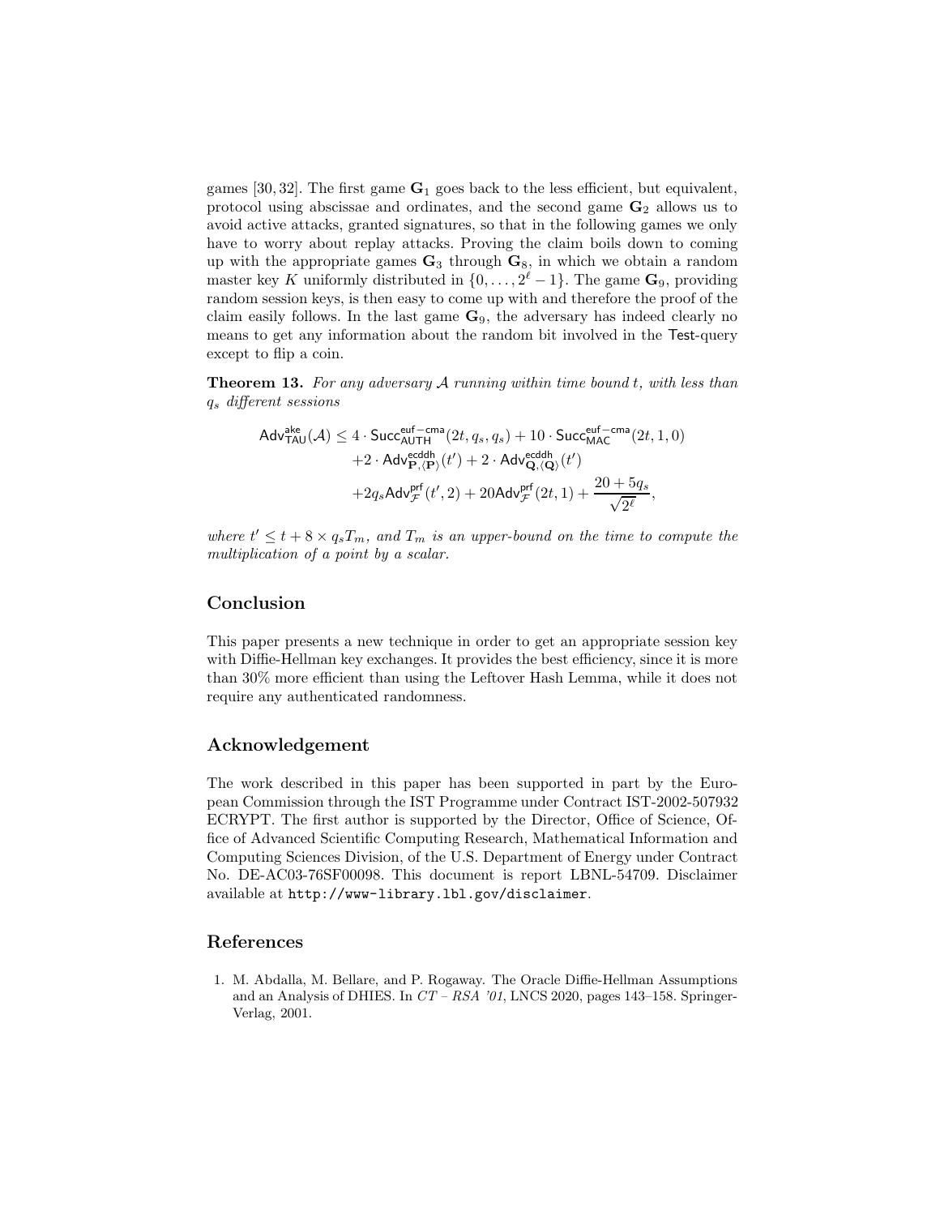games [30, 32]. The first game $\mathbf{G}_1$ goes back to the less efficient, but equivalent, protocol using abscissae and ordinates, and the second game $\mathbf{G}_2$ allows us to avoid active attacks, granted signatures, so that in the following games we only have to worry about replay attacks. Proving the claim boils down to coming up with the appropriate games $\mathbf{G}_3$ through $\mathbf{G}_8$, in which we obtain a random master key $K$ uniformly distributed in $\{0, \ldots, 2^\ell - 1\}$. The game $\mathbf{G}_9$, providing random session keys, is then easy to come up with and therefore the proof of the claim easily follows. In the last game $\mathbf{G}_9$, the adversary has indeed clearly no means to get any information about the random bit involved in the Test-query except to flip a coin.

**Theorem 13.** *For any adversary $\mathcal{A}$ running within time bound $t$, with less than $q_s$ different sessions*

$$
\begin{aligned}
\mathsf{Adv}^{\mathsf{ake}}_{\mathsf{TAU}}(\mathcal{A}) \leq\ & 4 \cdot \mathsf{Succ}^{\mathsf{euf-cma}}_{\mathsf{AUTH}}(2t, q_s, q_s) + 10 \cdot \mathsf{Succ}^{\mathsf{euf-cma}}_{\mathsf{MAC}}(2t, 1, 0) \\
& + 2 \cdot \mathsf{Adv}^{\mathsf{ecddh}}_{\mathbf{P}, \langle \mathbf{P} \rangle}(t') + 2 \cdot \mathsf{Adv}^{\mathsf{ecddh}}_{\mathbf{Q}, \langle \mathbf{Q} \rangle}(t') \\
& + 2 q_s \mathsf{Adv}^{\mathsf{prf}}_{\mathcal{F}}(t', 2) + 20 \mathsf{Adv}^{\mathsf{prf}}_{\mathcal{F}}(2t, 1) + \frac{20 + 5 q_s}{\sqrt{2^\ell}},
\end{aligned}
$$

*where $t' \leq t + 8 \times q_s T_m$, and $T_m$ is an upper-bound on the time to compute the multiplication of a point by a scalar.*

## Conclusion

This paper presents a new technique in order to get an appropriate session key with Diffie-Hellman key exchanges. It provides the best efficiency, since it is more than 30% more efficient than using the Leftover Hash Lemma, while it does not require any authenticated randomness.

## Acknowledgement

The work described in this paper has been supported in part by the European Commission through the IST Programme under Contract IST-2002-507932 ECRYPT. The first author is supported by the Director, Office of Science, Office of Advanced Scientific Computing Research, Mathematical Information and Computing Sciences Division, of the U.S. Department of Energy under Contract No. DE-AC03-76SF00098. This document is report LBNL-54709. Disclaimer available at `http://www-library.lbl.gov/disclaimer`.

## References

1. M. Abdalla, M. Bellare, and P. Rogaway. The Oracle Diffie-Hellman Assumptions and an Analysis of DHIES. In *CT – RSA '01*, LNCS 2020, pages 143–158. Springer-Verlag, 2001.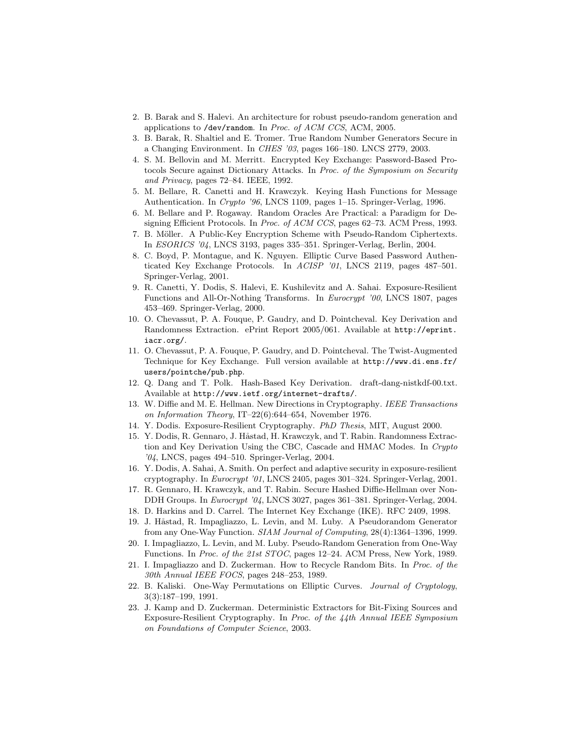2. B. Barak and S. Halevi. An architecture for robust pseudo-random generation and applications to `/dev/random`. In *Proc. of ACM CCS*, ACM, 2005.
3. B. Barak, R. Shaltiel and E. Tromer. True Random Number Generators Secure in a Changing Environment. In *CHES '03*, pages 166–180. LNCS 2779, 2003.
4. S. M. Bellovin and M. Merritt. Encrypted Key Exchange: Password-Based Protocols Secure against Dictionary Attacks. In *Proc. of the Symposium on Security and Privacy*, pages 72–84. IEEE, 1992.
5. M. Bellare, R. Canetti and H. Krawczyk. Keying Hash Functions for Message Authentication. In *Crypto '96*, LNCS 1109, pages 1–15. Springer-Verlag, 1996.
6. M. Bellare and P. Rogaway. Random Oracles Are Practical: a Paradigm for Designing Efficient Protocols. In *Proc. of ACM CCS*, pages 62–73. ACM Press, 1993.
7. B. Möller. A Public-Key Encryption Scheme with Pseudo-Random Ciphertexts. In *ESORICS '04*, LNCS 3193, pages 335–351. Springer-Verlag, Berlin, 2004.
8. C. Boyd, P. Montague, and K. Nguyen. Elliptic Curve Based Password Authenticated Key Exchange Protocols. In *ACISP '01*, LNCS 2119, pages 487–501. Springer-Verlag, 2001.
9. R. Canetti, Y. Dodis, S. Halevi, E. Kushilevitz and A. Sahai. Exposure-Resilient Functions and All-Or-Nothing Transforms. In *Eurocrypt '00*, LNCS 1807, pages 453–469. Springer-Verlag, 2000.
10. O. Chevassut, P. A. Fouque, P. Gaudry, and D. Pointcheval. Key Derivation and Randomness Extraction. ePrint Report 2005/061. Available at `http://eprint.iacr.org/`.
11. O. Chevassut, P. A. Fouque, P. Gaudry, and D. Pointcheval. The Twist-Augmented Technique for Key Exchange. Full version available at `http://www.di.ens.fr/users/pointche/pub.php`.
12. Q. Dang and T. Polk. Hash-Based Key Derivation. draft-dang-nistkdf-00.txt. Available at `http://www.ietf.org/internet-drafts/`.
13. W. Diffie and M. E. Hellman. New Directions in Cryptography. *IEEE Transactions on Information Theory*, IT–22(6):644–654, November 1976.
14. Y. Dodis. Exposure-Resilient Cryptography. *PhD Thesis*, MIT, August 2000.
15. Y. Dodis, R. Gennaro, J. Håstad, H. Krawczyk, and T. Rabin. Randomness Extraction and Key Derivation Using the CBC, Cascade and HMAC Modes. In *Crypto '04*, LNCS, pages 494–510. Springer-Verlag, 2004.
16. Y. Dodis, A. Sahai, A. Smith. On perfect and adaptive security in exposure-resilient cryptography. In *Eurocrypt '01*, LNCS 2405, pages 301–324. Springer-Verlag, 2001.
17. R. Gennaro, H. Krawczyk, and T. Rabin. Secure Hashed Diffie-Hellman over Non-DDH Groups. In *Eurocrypt '04*, LNCS 3027, pages 361–381. Springer-Verlag, 2004.
18. D. Harkins and D. Carrel. The Internet Key Exchange (IKE). RFC 2409, 1998.
19. J. Håstad, R. Impagliazzo, L. Levin, and M. Luby. A Pseudorandom Generator from any One-Way Function. *SIAM Journal of Computing*, 28(4):1364–1396, 1999.
20. I. Impagliazzo, L. Levin, and M. Luby. Pseudo-Random Generation from One-Way Functions. In *Proc. of the 21st STOC*, pages 12–24. ACM Press, New York, 1989.
21. I. Impagliazzo and D. Zuckerman. How to Recycle Random Bits. In *Proc. of the 30th Annual IEEE FOCS*, pages 248–253, 1989.
22. B. Kaliski. One-Way Permutations on Elliptic Curves. *Journal of Cryptology*, 3(3):187–199, 1991.
23. J. Kamp and D. Zuckerman. Deterministic Extractors for Bit-Fixing Sources and Exposure-Resilient Cryptography. In *Proc. of the 44th Annual IEEE Symposium on Foundations of Computer Science*, 2003.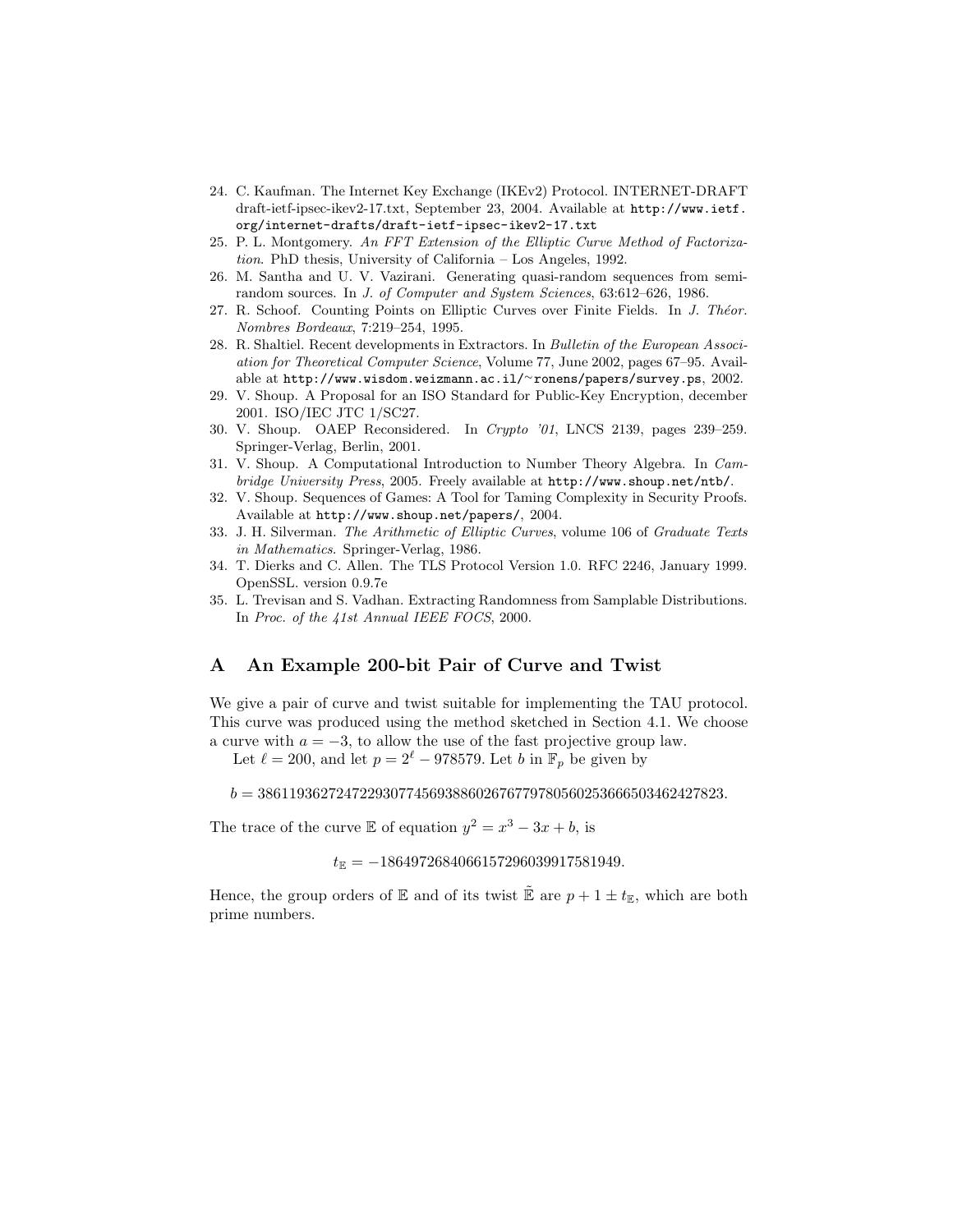24. C. Kaufman. The Internet Key Exchange (IKEv2) Protocol. INTERNET-DRAFT draft-ietf-ipsec-ikev2-17.txt, September 23, 2004. Available at `http://www.ietf.org/internet-drafts/draft-ietf-ipsec-ikev2-17.txt`
25. P. L. Montgomery. *An FFT Extension of the Elliptic Curve Method of Factorization*. PhD thesis, University of California – Los Angeles, 1992.
26. M. Santha and U. V. Vazirani. Generating quasi-random sequences from semi-random sources. In *J. of Computer and System Sciences*, 63:612–626, 1986.
27. R. Schoof. Counting Points on Elliptic Curves over Finite Fields. In *J. Théor. Nombres Bordeaux*, 7:219–254, 1995.
28. R. Shaltiel. Recent developments in Extractors. In *Bulletin of the European Association for Theoretical Computer Science*, Volume 77, June 2002, pages 67–95. Available at `http://www.wisdom.weizmann.ac.il/~ronens/papers/survey.ps`, 2002.
29. V. Shoup. A Proposal for an ISO Standard for Public-Key Encryption, december 2001. ISO/IEC JTC 1/SC27.
30. V. Shoup. OAEP Reconsidered. In *Crypto '01*, LNCS 2139, pages 239–259. Springer-Verlag, Berlin, 2001.
31. V. Shoup. A Computational Introduction to Number Theory Algebra. In *Cambridge University Press*, 2005. Freely available at `http://www.shoup.net/ntb/`.
32. V. Shoup. Sequences of Games: A Tool for Taming Complexity in Security Proofs. Available at `http://www.shoup.net/papers/`, 2004.
33. J. H. Silverman. *The Arithmetic of Elliptic Curves*, volume 106 of *Graduate Texts in Mathematics*. Springer-Verlag, 1986.
34. T. Dierks and C. Allen. The TLS Protocol Version 1.0. RFC 2246, January 1999. OpenSSL. version 0.9.7e
35. L. Trevisan and S. Vadhan. Extracting Randomness from Samplable Distributions. In *Proc. of the 41st Annual IEEE FOCS*, 2000.

## A An Example 200-bit Pair of Curve and Twist

We give a pair of curve and twist suitable for implementing the TAU protocol. This curve was produced using the method sketched in Section 4.1. We choose a curve with $a = -3$, to allow the use of the fast projective group law.

Let $\ell = 200$, and let $p = 2^\ell - 978579$. Let $b$ in $\mathbb{F}_p$ be given by

$$b = 386119362724722930774569388602676779780560253666503462427823.$$

The trace of the curve $\mathbb{E}$ of equation $y^2 = x^3 - 3x + b$, is

$$t_{\mathbb{E}} = -1864972684066157296039917581949.$$

Hence, the group orders of $\mathbb{E}$ and of its twist $\tilde{\mathbb{E}}$ are $p + 1 \pm t_{\mathbb{E}}$, which are both prime numbers.